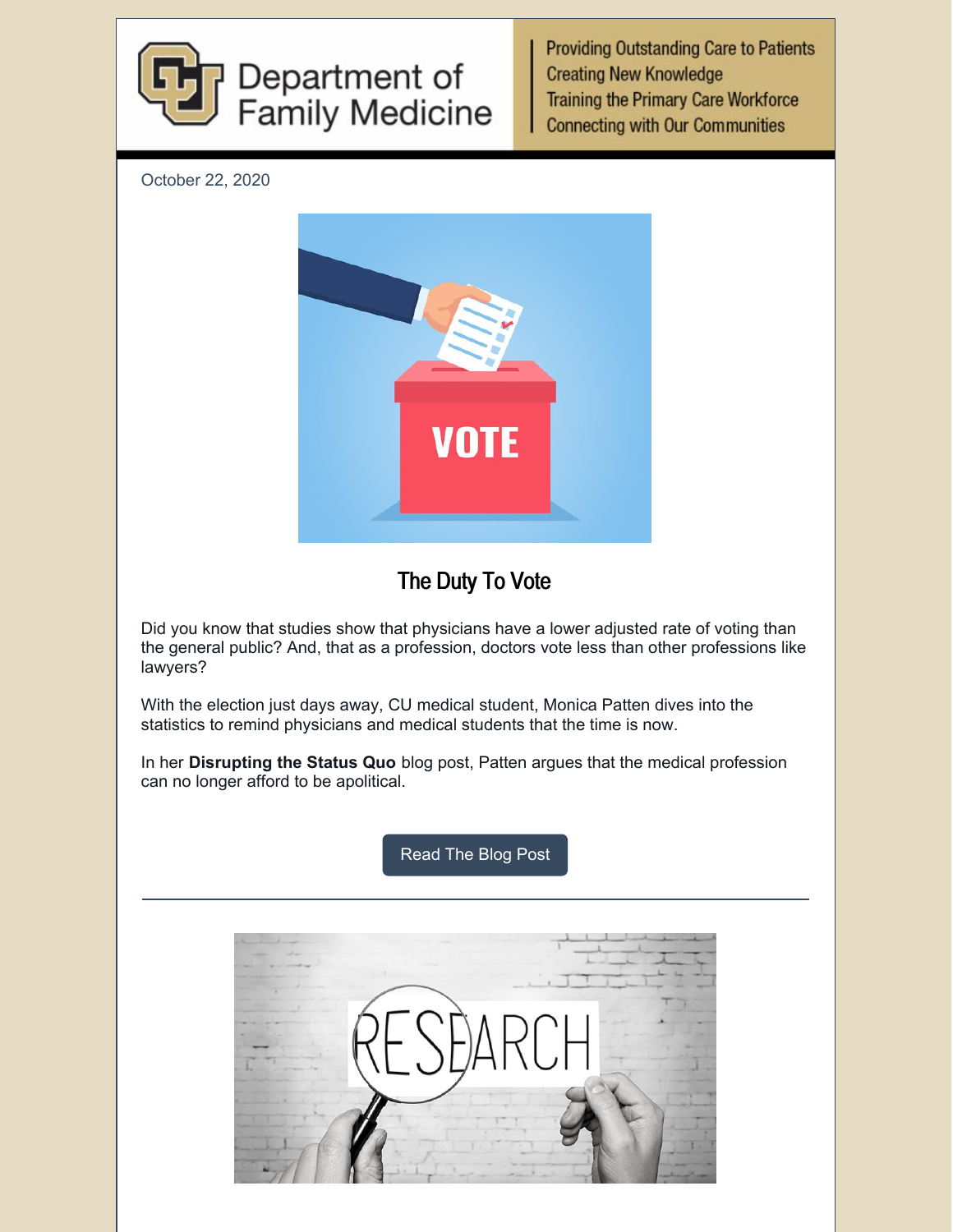# Department of Family Medicine

Providing Outstanding Care to Patients
Creating New Knowledge
Training the Primary Care Workforce
Connecting with Our Communities

October 22, 2020

## The Duty To Vote

Did you know that studies show that physicians have a lower adjusted rate of voting than the general public? And, that as a profession, doctors vote less than other professions like lawyers?

With the election just days away, CU medical student, Monica Patten dives into the statistics to remind physicians and medical students that the time is now.

In her **Disrupting the Status Quo** blog post, Patten argues that the medical profession can no longer afford to be apolitical.

Read The Blog Post

---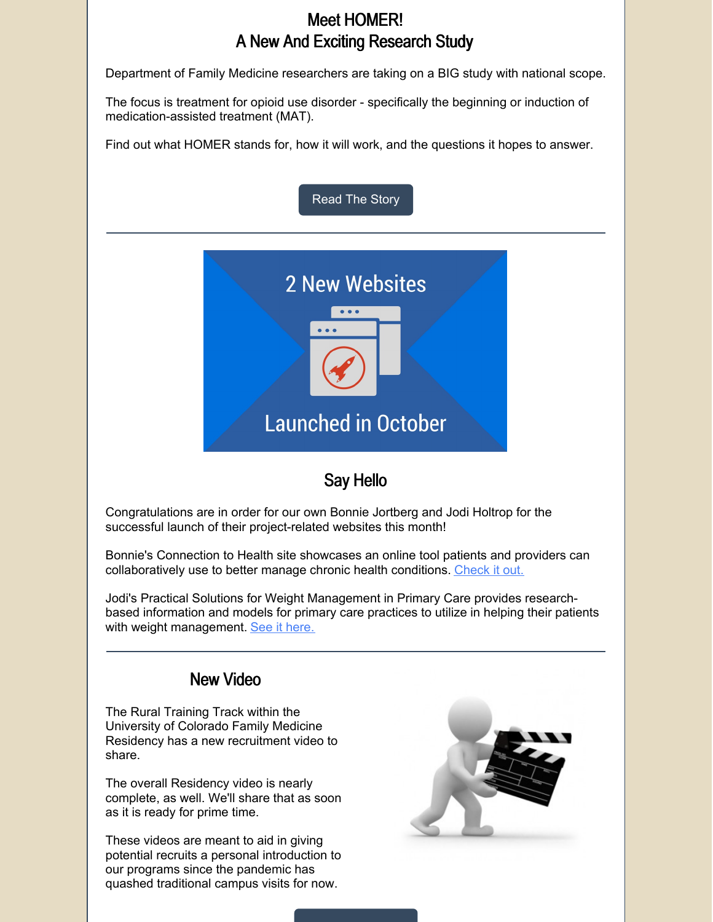## Meet HOMER!
## A New And Exciting Research Study

Department of Family Medicine researchers are taking on a BIG study with national scope.

The focus is treatment for opioid use disorder - specifically the beginning or induction of medication-assisted treatment (MAT).

Find out what HOMER stands for, how it will work, and the questions it hopes to answer.

Read The Story

---

2 New Websites

Launched in October

## Say Hello

Congratulations are in order for our own Bonnie Jortberg and Jodi Holtrop for the successful launch of their project-related websites this month!

Bonnie's Connection to Health site showcases an online tool patients and providers can collaboratively use to better manage chronic health conditions. Check it out.

Jodi's Practical Solutions for Weight Management in Primary Care provides research-based information and models for primary care practices to utilize in helping their patients with weight management. See it here.

---

## New Video

The Rural Training Track within the University of Colorado Family Medicine Residency has a new recruitment video to share.

The overall Residency video is nearly complete, as well. We'll share that as soon as it is ready for prime time.

These videos are meant to aid in giving potential recruits a personal introduction to our programs since the pandemic has quashed traditional campus visits for now.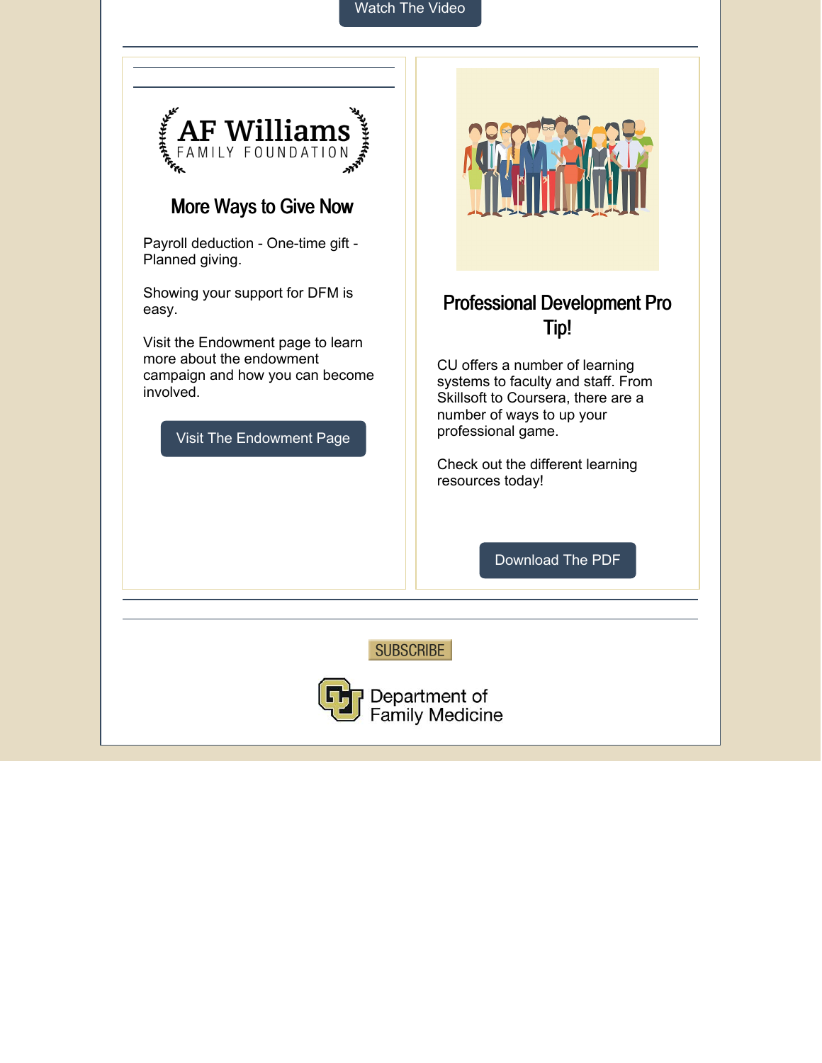Watch The Video

AF Williams
FAMILY FOUNDATION

## More Ways to Give Now

Payroll deduction - One-time gift - Planned giving.

Showing your support for DFM is easy.

Visit the Endowment page to learn more about the endowment campaign and how you can become involved.

Visit The Endowment Page

## Professional Development Pro Tip!

CU offers a number of learning systems to faculty and staff. From Skillsoft to Coursera, there are a number of ways to up your professional game.

Check out the different learning resources today!

Download The PDF

SUBSCRIBE

Department of Family Medicine